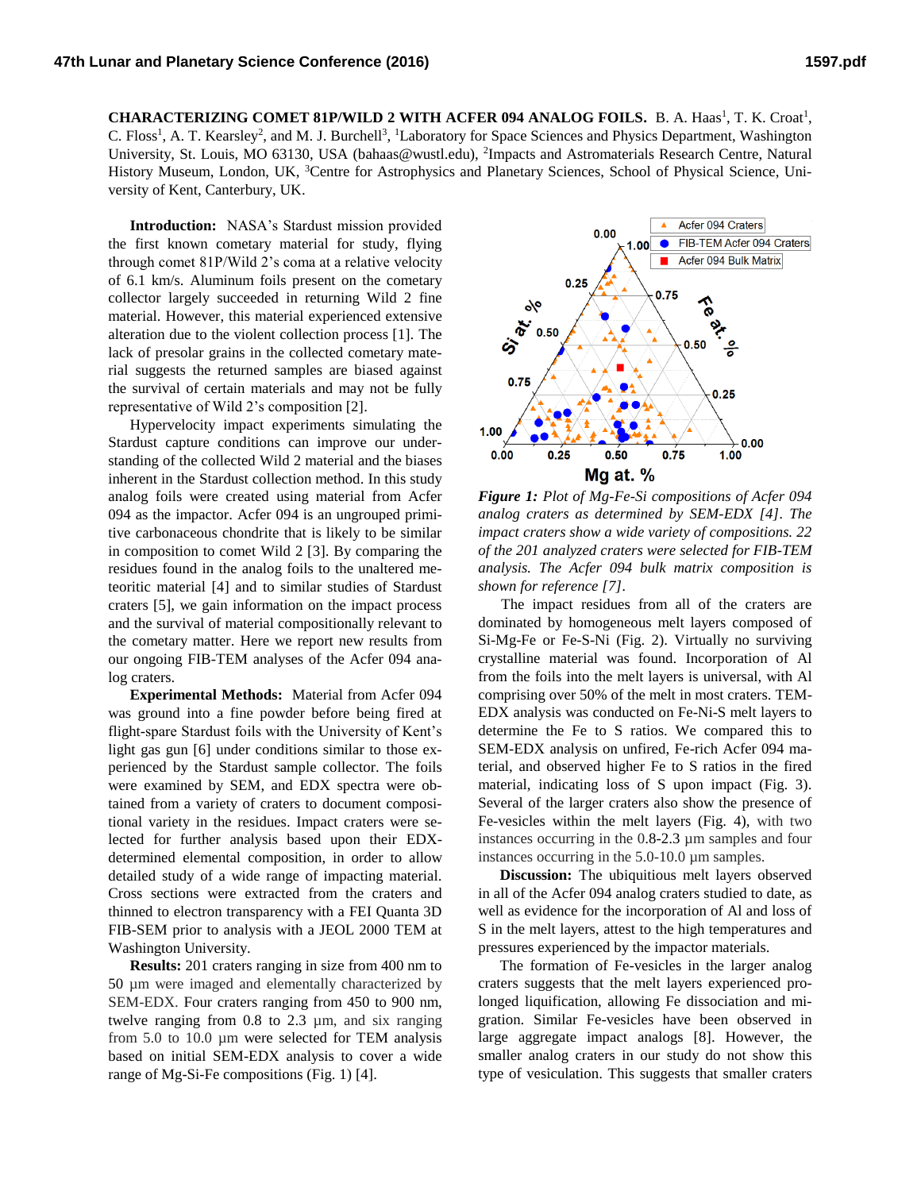**CHARACTERIZING COMET 81P/WILD 2 WITH ACFER 094 ANALOG FOILS.** B. A. Haas[1], T. K. Croat[1], C. Floss[1], A. T. Kearsley[2], and M. J. Burchell[3], [1]Laboratory for Space Sciences and Physics Department, Washington University, St. Louis, MO 63130, USA (bahaas@wustl.edu), [2]Impacts and Astromaterials Research Centre, Natural History Museum, London, UK, [3]Centre for Astrophysics and Planetary Sciences, School of Physical Science, University of Kent, Canterbury, UK.

**Introduction:** NASA's Stardust mission provided the first known cometary material for study, flying through comet 81P/Wild 2's coma at a relative velocity of 6.1 km/s. Aluminum foils present on the cometary collector largely succeeded in returning Wild 2 fine material. However, this material experienced extensive alteration due to the violent collection process [1]. The lack of presolar grains in the collected cometary material suggests the returned samples are biased against the survival of certain materials and may not be fully representative of Wild 2's composition [2].

Hypervelocity impact experiments simulating the Stardust capture conditions can improve our understanding of the collected Wild 2 material and the biases inherent in the Stardust collection method. In this study analog foils were created using material from Acfer 094 as the impactor. Acfer 094 is an ungrouped primitive carbonaceous chondrite that is likely to be similar in composition to comet Wild 2 [3]. By comparing the residues found in the analog foils to the unaltered meteoritic material [4] and to similar studies of Stardust craters [5], we gain information on the impact process and the survival of material compositionally relevant to the cometary matter. Here we report new results from our ongoing FIB-TEM analyses of the Acfer 094 analog craters.

**Experimental Methods:** Material from Acfer 094 was ground into a fine powder before being fired at flight-spare Stardust foils with the University of Kent's light gas gun [6] under conditions similar to those experienced by the Stardust sample collector. The foils were examined by SEM, and EDX spectra were obtained from a variety of craters to document compositional variety in the residues. Impact craters were selected for further analysis based upon their EDX-determined elemental composition, in order to allow detailed study of a wide range of impacting material. Cross sections were extracted from the craters and thinned to electron transparency with a FEI Quanta 3D FIB-SEM prior to analysis with a JEOL 2000 TEM at Washington University.

**Results:** 201 craters ranging in size from 400 nm to 50 µm were imaged and elementally characterized by SEM-EDX. Four craters ranging from 450 to 900 nm, twelve ranging from 0.8 to 2.3 µm, and six ranging from 5.0 to 10.0 µm were selected for TEM analysis based on initial SEM-EDX analysis to cover a wide range of Mg-Si-Fe compositions (Fig. 1) [4].

*Figure 1: Plot of Mg-Fe-Si compositions of Acfer 094 analog craters as determined by SEM-EDX [4]. The impact craters show a wide variety of compositions. 22 of the 201 analyzed craters were selected for FIB-TEM analysis. The Acfer 094 bulk matrix composition is shown for reference [7].*

The impact residues from all of the craters are dominated by homogeneous melt layers composed of Si-Mg-Fe or Fe-S-Ni (Fig. 2). Virtually no surviving crystalline material was found. Incorporation of Al from the foils into the melt layers is universal, with Al comprising over 50% of the melt in most craters. TEM-EDX analysis was conducted on Fe-Ni-S melt layers to determine the Fe to S ratios. We compared this to SEM-EDX analysis on unfired, Fe-rich Acfer 094 material, and observed higher Fe to S ratios in the fired material, indicating loss of S upon impact (Fig. 3). Several of the larger craters also show the presence of Fe-vesicles within the melt layers (Fig. 4), with two instances occurring in the 0.8-2.3 µm samples and four instances occurring in the 5.0-10.0 µm samples.

**Discussion:** The ubiquitious melt layers observed in all of the Acfer 094 analog craters studied to date, as well as evidence for the incorporation of Al and loss of S in the melt layers, attest to the high temperatures and pressures experienced by the impactor materials.

The formation of Fe-vesicles in the larger analog craters suggests that the melt layers experienced prolonged liquification, allowing Fe dissociation and migration. Similar Fe-vesicles have been observed in large aggregate impact analogs [8]. However, the smaller analog craters in our study do not show this type of vesiculation. This suggests that smaller craters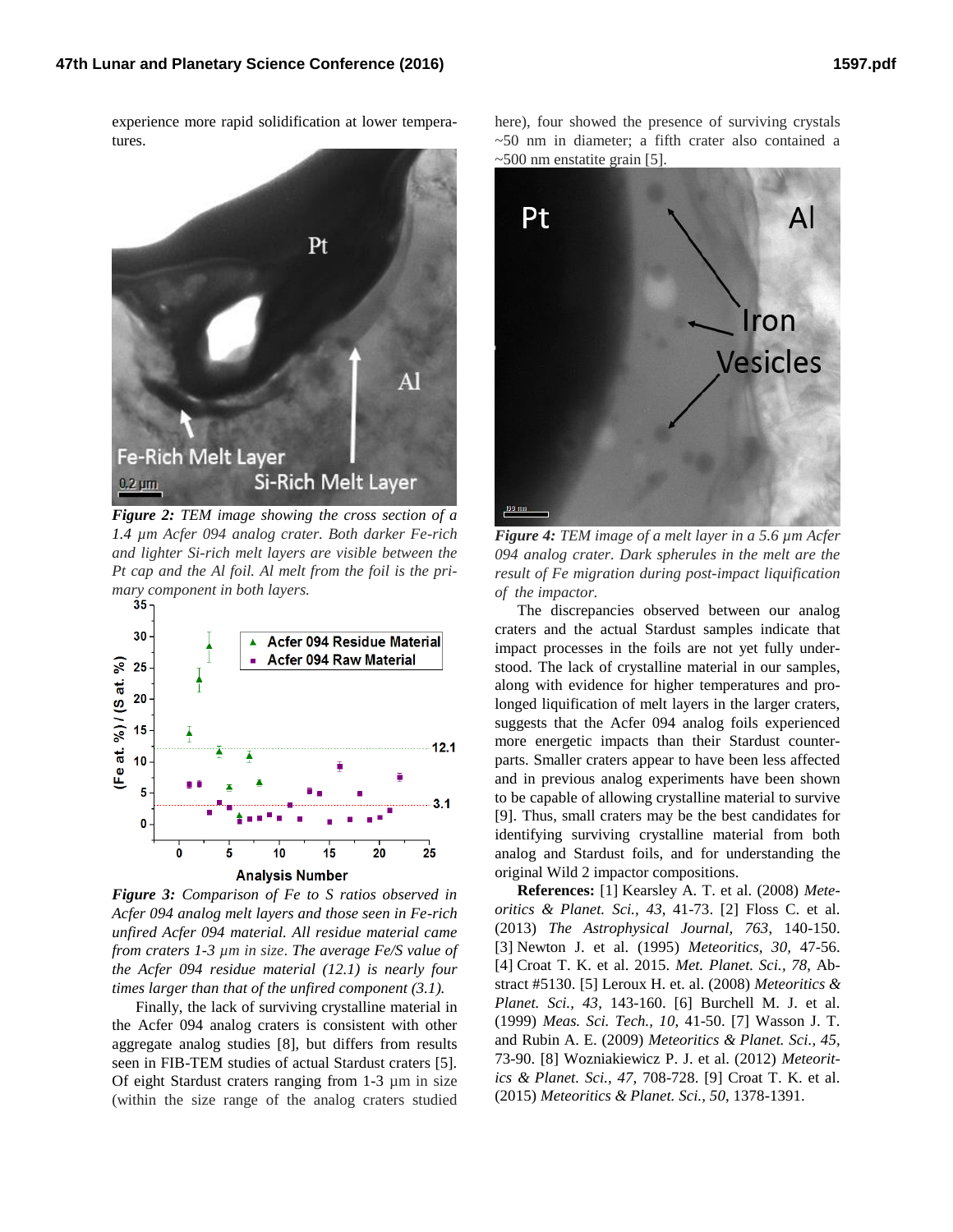experience more rapid solidification at lower temperatures.

Pt

Al

Fe-Rich Melt Layer

0.2 μm

Si-Rich Melt Layer

***Figure 2:*** *TEM image showing the cross section of a 1.4 μm Acfer 094 analog crater. Both darker Fe-rich and lighter Si-rich melt layers are visible between the Pt cap and the Al foil. Al melt from the foil is the primary component in both layers.*

Acfer 094 Residue Material

Acfer 094 Raw Material

(Fe at. %) / (S at. %)

0
5
10
15
20
25
30
35

12.1

3.1

0
5
10
15
20
25

Analysis Number

***Figure 3:*** *Comparison of Fe to S ratios observed in Acfer 094 analog melt layers and those seen in Fe-rich unfired Acfer 094 material. All residue material came from craters 1-3 μm in size. The average Fe/S value of the Acfer 094 residue material (12.1) is nearly four times larger than that of the unfired component (3.1).*

Finally, the lack of surviving crystalline material in the Acfer 094 analog craters is consistent with other aggregate analog studies [8], but differs from results seen in FIB-TEM studies of actual Stardust craters [5]. Of eight Stardust craters ranging from 1-3 μm in size (within the size range of the analog craters studied here), four showed the presence of surviving crystals ~50 nm in diameter; a fifth crater also contained a ~500 nm enstatite grain [5].

Pt

Al

Iron

Vesicles

100 nm

***Figure 4:*** *TEM image of a melt layer in a 5.6 μm Acfer 094 analog crater. Dark spherules in the melt are the result of Fe migration during post-impact liquification of the impactor.*

The discrepancies observed between our analog craters and the actual Stardust samples indicate that impact processes in the foils are not yet fully understood. The lack of crystalline material in our samples, along with evidence for higher temperatures and prolonged liquification of melt layers in the larger craters, suggests that the Acfer 094 analog foils experienced more energetic impacts than their Stardust counterparts. Smaller craters appear to have been less affected and in previous analog experiments have been shown to be capable of allowing crystalline material to survive [9]. Thus, small craters may be the best candidates for identifying surviving crystalline material from both analog and Stardust foils, and for understanding the original Wild 2 impactor compositions.

**References:** [1] Kearsley A. T. et al. (2008) *Meteoritics & Planet. Sci., 43*, 41-73. [2] Floss C. et al. (2013) *The Astrophysical Journal, 763*, 140-150. [3] Newton J. et al. (1995) *Meteoritics, 30*, 47-56. [4] Croat T. K. et al. 2015. *Met. Planet. Sci., 78*, Abstract #5130. [5] Leroux H. et. al. (2008) *Meteoritics & Planet. Sci., 43*, 143-160. [6] Burchell M. J. et al. (1999) *Meas. Sci. Tech., 10*, 41-50. [7] Wasson J. T. and Rubin A. E. (2009) *Meteoritics & Planet. Sci., 45*, 73-90. [8] Wozniakiewicz P. J. et al. (2012) *Meteoritics & Planet. Sci., 47*, 708-728. [9] Croat T. K. et al. (2015) *Meteoritics & Planet. Sci., 50*, 1378-1391.